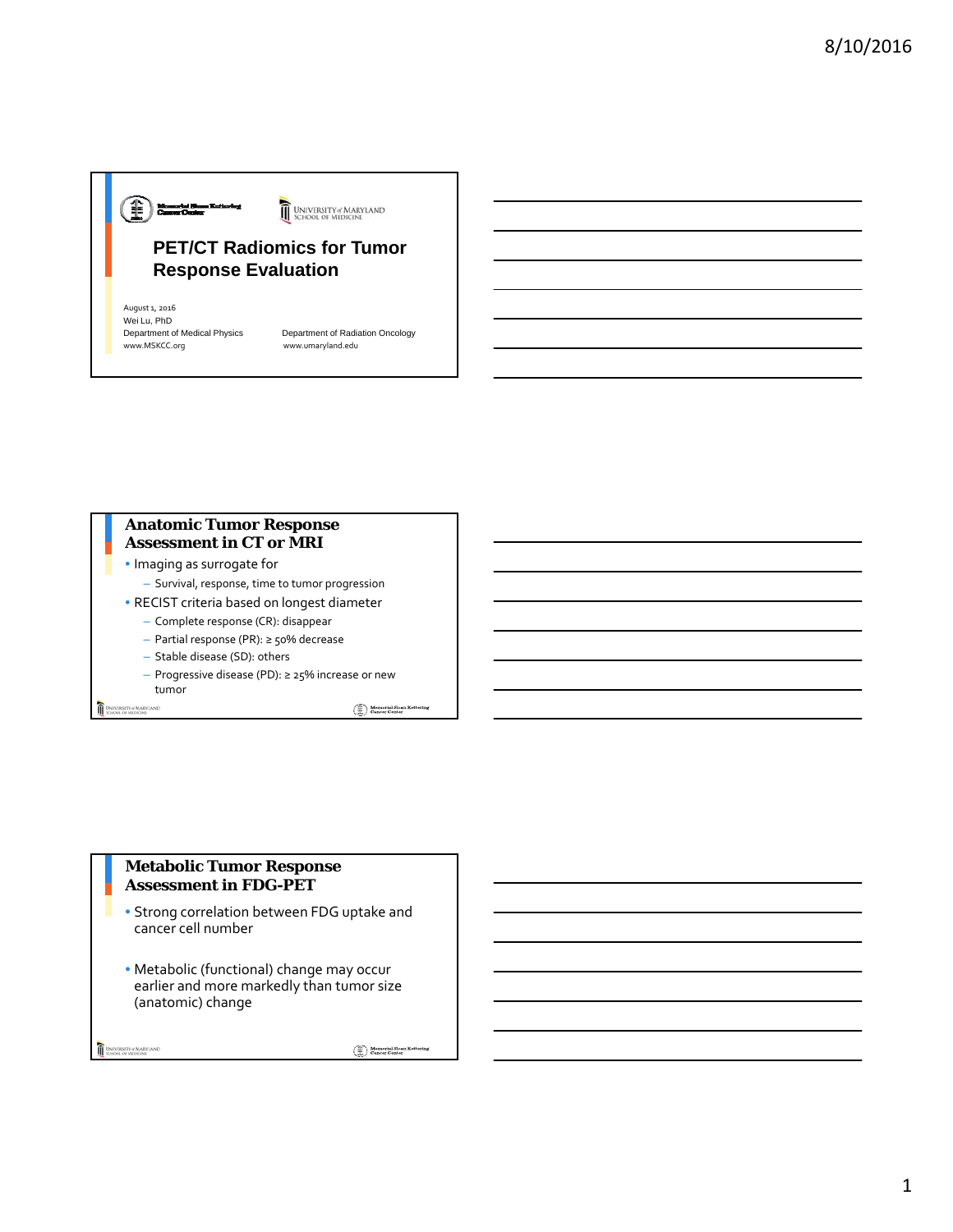Memorial Sloan Kettering Cancer Center

University of Maryland School of Medicine

# PET/CT Radiomics for Tumor Response Evaluation

August 1, 2016
Wei Lu, PhD
Department of Medical Physics
www.MSKCC.org

Department of Radiation Oncology
www.umaryland.edu

## Anatomic Tumor Response Assessment in CT or MRI

- Imaging as surrogate for
  - Survival, response, time to tumor progression
- RECIST criteria based on longest diameter
  - Complete response (CR): disappear
  - Partial response (PR): ≥ 50% decrease
  - Stable disease (SD): others
  - Progressive disease (PD): ≥ 25% increase or new tumor

## Metabolic Tumor Response Assessment in FDG-PET

- Strong correlation between FDG uptake and cancer cell number
- Metabolic (functional) change may occur earlier and more markedly than tumor size (anatomic) change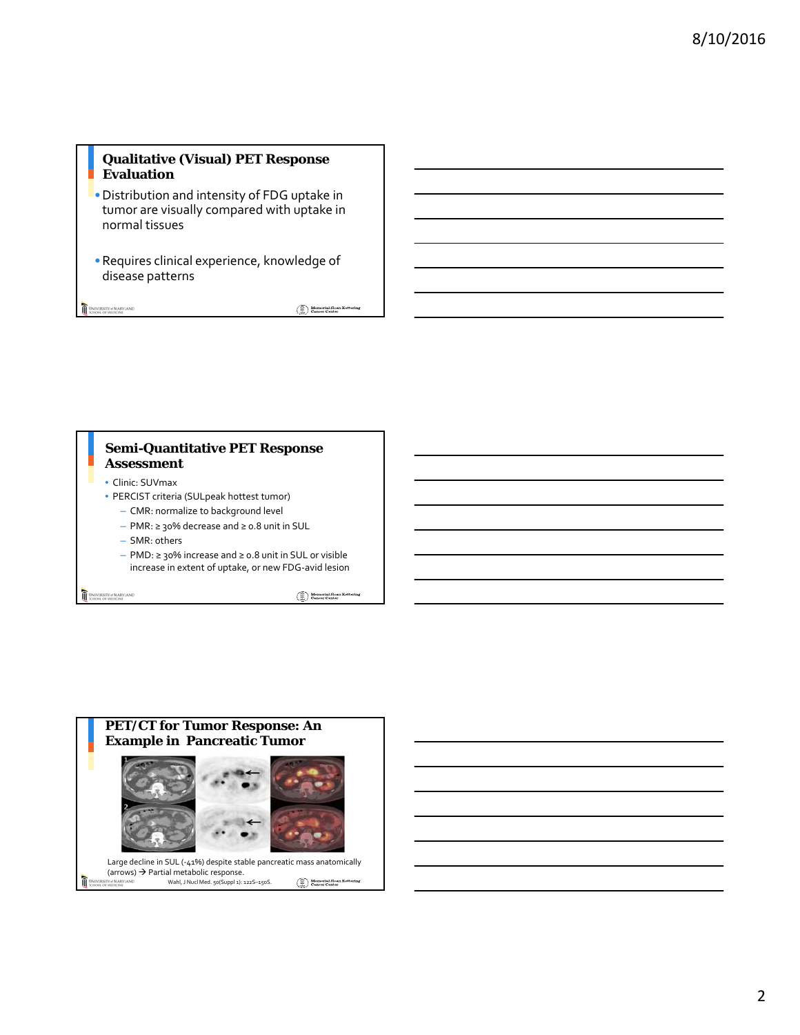## Qualitative (Visual) PET Response Evaluation

- Distribution and intensity of FDG uptake in tumor are visually compared with uptake in normal tissues
- Requires clinical experience, knowledge of disease patterns

## Semi-Quantitative PET Response Assessment

- Clinic: SUVmax
- PERCIST criteria (SULpeak hottest tumor)
  - CMR: normalize to background level
  - PMR: ≥ 30% decrease and ≥ 0.8 unit in SUL
  - SMR: others
  - PMD: ≥ 30% increase and ≥ 0.8 unit in SUL or visible increase in extent of uptake, or new FDG-avid lesion

## PET/CT for Tumor Response: An Example in Pancreatic Tumor

Large decline in SUL (-41%) despite stable pancreatic mass anatomically (arrows) → Partial metabolic response.

Wahl, J Nucl Med. 50(Suppl 1): 122S–150S.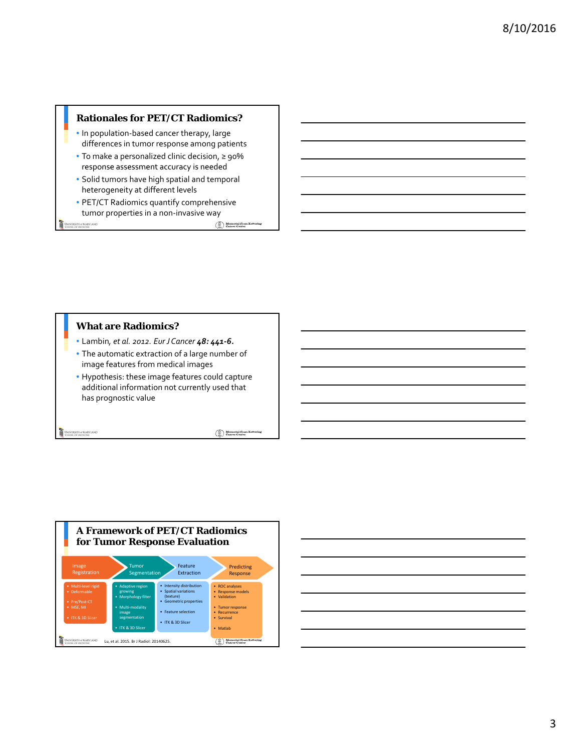## Rationales for PET/CT Radiomics?

- In population-based cancer therapy, large differences in tumor response among patients
- To make a personalized clinic decision, ≥ 90% response assessment accuracy is needed
- Solid tumors have high spatial and temporal heterogeneity at different levels
- PET/CT Radiomics quantify comprehensive tumor properties in a non-invasive way

## What are Radiomics?

- Lambin, *et al.* 2012. *Eur J Cancer* ***48: 441-6.***
- The automatic extraction of a large number of image features from medical images
- Hypothesis: these image features could capture additional information not currently used that has prognostic value

## A Framework of PET/CT Radiomics for Tumor Response Evaluation

**Image Registration**
- Multi-level rigid
- Deformable
- Pre/Post-CT
- MSE, MI
- ITK & 3D Slicer

**Tumor Segmentation**
- Adaptive region growing
- Morphology filter
- Multi-modality image segmentation
- ITK & 3D Slicer

**Feature Extraction**
- Intensity distribution
- Spatial variations (texture)
- Geometric properties
- Feature selection
- ITK & 3D Slicer

**Predicting Response**
- ROC analyses
- Response models
- Validation
- Tumor response
- Recurrence
- Survival
- Matlab

Lu, et al. 2015. Br J Radiol: 20140625.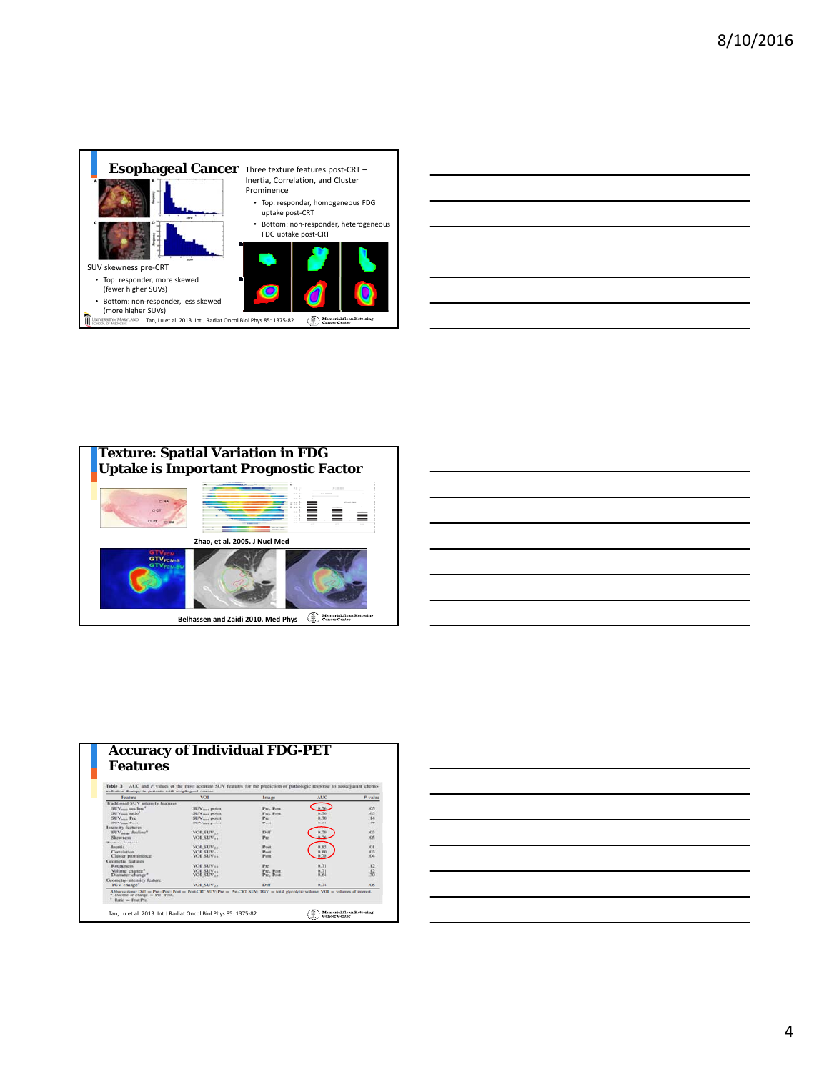## Esophageal Cancer

SUV skewness pre-CRT

- Top: responder, more skewed (fewer higher SUVs)
- Bottom: non-responder, less skewed (more higher SUVs)

Three texture features post-CRT – Inertia, Correlation, and Cluster Prominence

- Top: responder, homogeneous FDG uptake post-CRT
- Bottom: non-responder, heterogeneous FDG uptake post-CRT

Tan, Lu et al. 2013. Int J Radiat Oncol Biol Phys 85: 1375-82.

## Texture: Spatial Variation in FDG Uptake is Important Prognostic Factor

Zhao, et al. 2005. J Nucl Med

Belhassen and Zaidi 2010. Med Phys

## Accuracy of Individual FDG-PET Features

Table 3 AUC and P values of the most accurate SUV features for the prediction of pathologic response to neoadjuvant chemoradiation therapy in patients with esophageal cancer

| Feature | VOI | Image | AUC | P value |
|---|---|---|---|---|
| Traditional SUV intensity features | | | | |
| $SUV_{max}$ decline* | $SUV_{max}$ point | Pre, Post | 0.76 | .05 |
| $SUV_{max}$ ratio† | $SUV_{max}$ point | Pre, Post | 0.76 | .05 |
| $SUV_{max}$ Pre | $SUV_{max}$ point | Pre | 0.70 | .14 |
| $SUV_{max}$ Post | $SUV_{max}$ point | Post | 0.61 | .37 |
| Intensity features | | | | |
| $SUV_{mean}$ decline* | VOI_$SUV_{2.5}$ | Diff | 0.79 | .03 |
| Skewness | VOI_$SUV_{2.5}$ | Pre | 0.76 | .05 |
| Texture features | | | | |
| Inertia | VOI_$SUV_{2.5}$ | Post | 0.85 | .01 |
| Correlation | VOI_$SUV_{2.5}$ | Post | 0.80 | .03 |
| Cluster prominence | VOI_$SUV_{2.5}$ | Post | 0.78 | .04 |
| Geometry features | | | | |
| Roundness | VOI_$SUV_{2.5}$ | Pre | 0.71 | .12 |
| Volume change* | VOI_$SUV_{2.5}$ | Pre, Post | 0.71 | .12 |
| Diameter change* | VOI_$SUV_{2.5}$ | Pre, Post | 0.64 | .30 |
| Geometry-intensity feature | | | | |
| TGV change* | VOI_$SUV_{2.5}$ | Diff | 0.74 | .06 |

*Abbreviations:* Diff = Pre−Post; Post = Post-CRT SUV; Pre = Pre-CRT SUV; TGV = total glycolytic volume; VOI = volumes of interest.
\* Decline or change = Pre−Post.
† Ratio = Post/Pre.

Tan, Lu et al. 2013. Int J Radiat Oncol Biol Phys 85: 1375-82.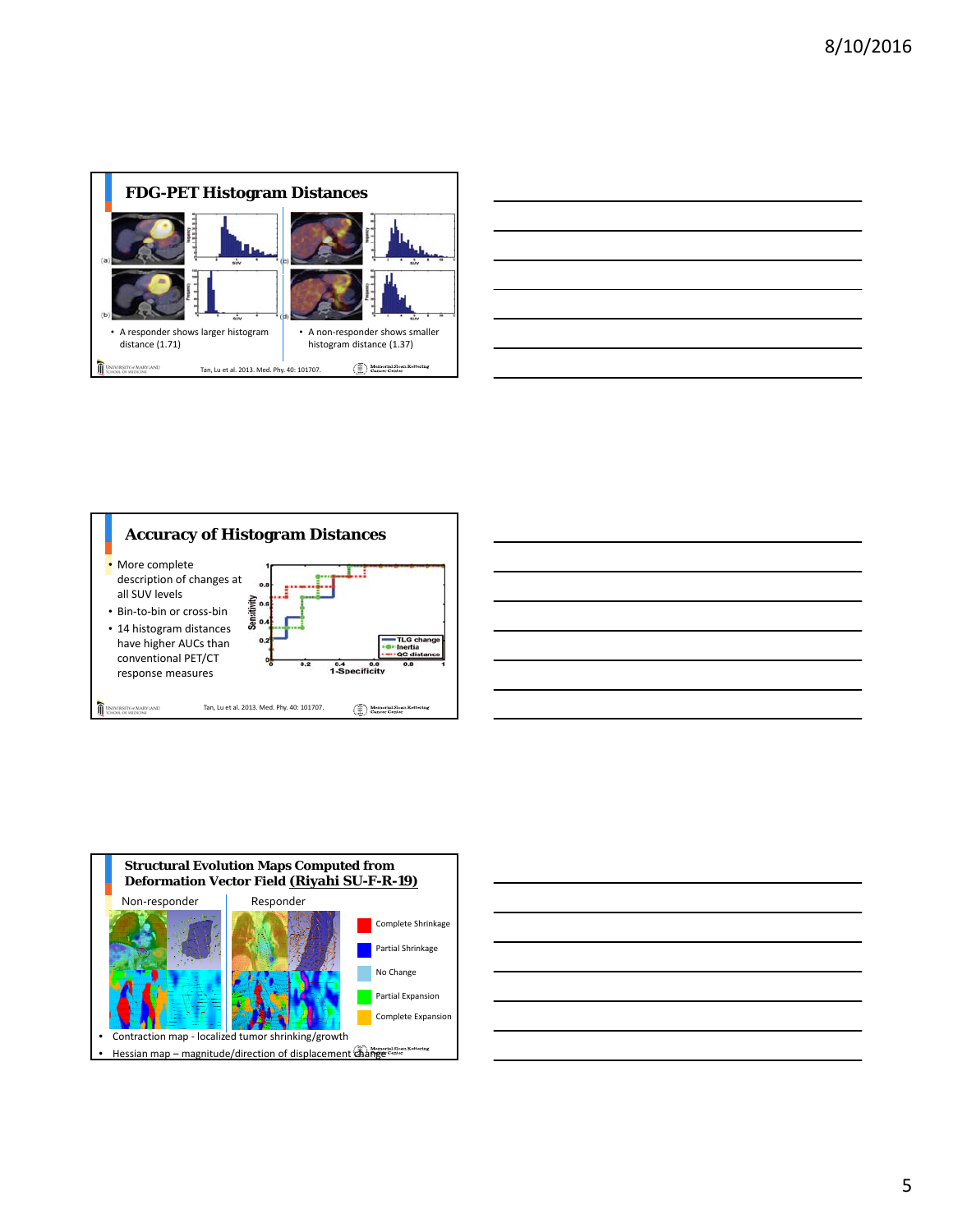## FDG-PET Histogram Distances

- A responder shows larger histogram distance (1.71)
- A non-responder shows smaller histogram distance (1.37)

Tan, Lu et al. 2013. Med. Phy. 40: 101707.

## Accuracy of Histogram Distances

- More complete description of changes at all SUV levels
- Bin-to-bin or cross-bin
- 14 histogram distances have higher AUCs than conventional PET/CT response measures

Tan, Lu et al. 2013. Med. Phy. 40: 101707.

## Structural Evolution Maps Computed from Deformation Vector Field (Riyahi SU-F-R-19)

Non-responder | Responder

- Complete Shrinkage
- Partial Shrinkage
- No Change
- Partial Expansion
- Complete Expansion

- Contraction map - localized tumor shrinking/growth
- Hessian map – magnitude/direction of displacement change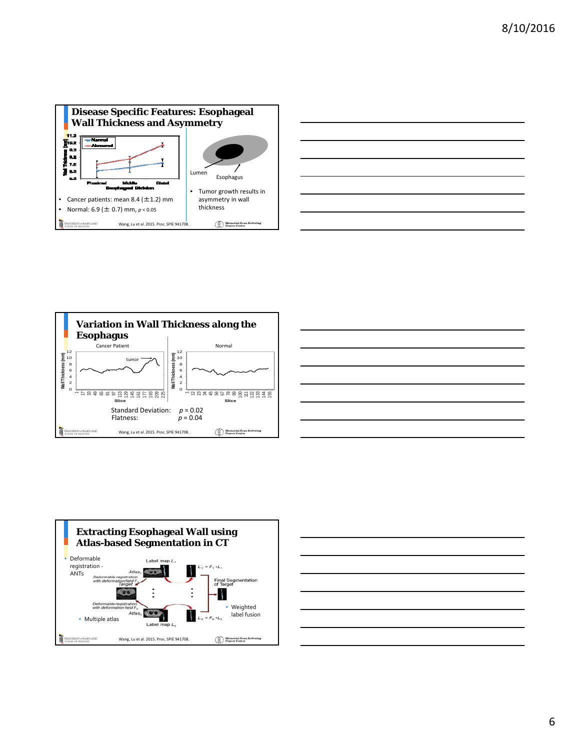## Disease Specific Features: Esophageal Wall Thickness and Asymmetry

- Cancer patients: mean 8.4 (±1.2) mm
- Normal: 6.9 (± 0.7) mm, $p < 0.05$

Lumen

Esophagus

- Tumor growth results in asymmetry in wall thickness

Wang, Lu et al. 2015. Proc. SPIE 941708.

## Variation in Wall Thickness along the Esophagus

Cancer Patient

Normal

Standard Deviation: $p = 0.02$

Flatness: $p = 0.04$

Wang, Lu et al. 2015. Proc. SPIE 941708.

## Extracting Esophageal Wall using Atlas-based Segmentation in CT

- Deformable registration - ANTs
- Multiple atlas
- Weighted label fusion

Wang, Lu et al. 2015. Proc. SPIE 941708.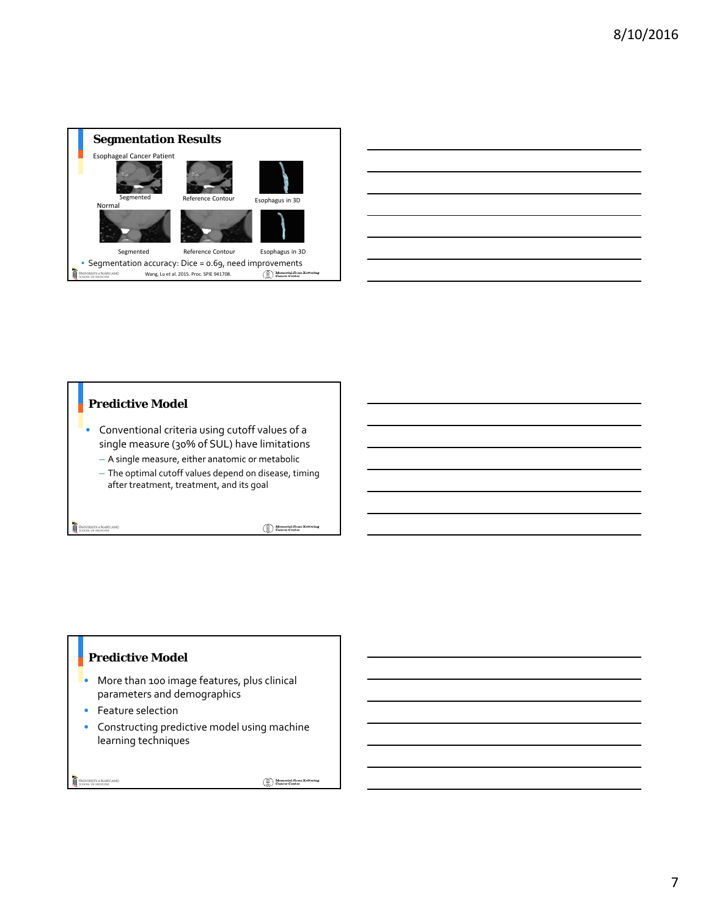## Segmentation Results

Esophageal Cancer Patient

Segmented | Reference Contour | Esophagus in 3D

Normal

Segmented | Reference Contour | Esophagus in 3D

- Segmentation accuracy: Dice = 0.69, need improvements

Wang, Lu et al. 2015. Proc. SPIE 941708.

## Predictive Model

- Conventional criteria using cutoff values of a single measure (30% of SUL) have limitations
  - A single measure, either anatomic or metabolic
  - The optimal cutoff values depend on disease, timing after treatment, treatment, and its goal

## Predictive Model

- More than 100 image features, plus clinical parameters and demographics
- Feature selection
- Constructing predictive model using machine learning techniques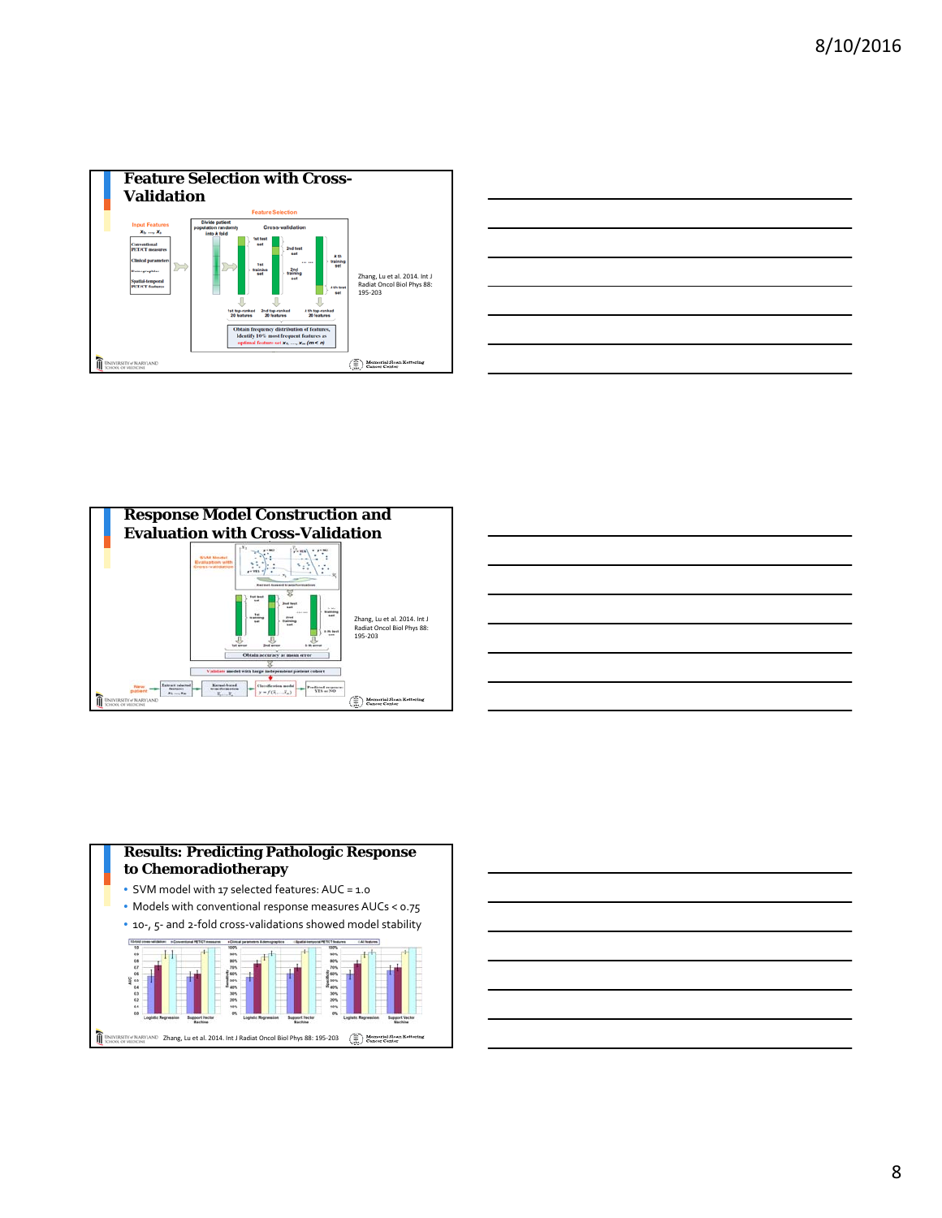## Feature Selection with Cross-Validation

Feature Selection

Input Features $x_1, \ldots, x_n$

Conventional PET/CT measures

Clinical parameters

Demographics

Spatial-temporal PET/CT features

Divide patient population randomly into k fold

Cross-validation

1st test set

1st training set

2nd test set

2nd training set

k th training set

k th test set

1st top-ranked 20 features

2nd top-ranked 20 features

k th top-ranked 20 features

Obtain frequency distribution of features, Identify 10% most frequent features as optimal feature set $x_1, \ldots, x_m$ $(m < n)$

Zhang, Lu et al. 2014. Int J Radiat Oncol Biol Phys 88: 195-203

## Response Model Construction and Evaluation with Cross-Validation

SVM Model Evaluation with Cross-validation

Kernel-based transformation

1st test set

1st training set

2nd test set

2nd training set

k th training set

k th test set

1st error

2nd error

k th error

Obtain accuracy as mean error

Validate model with large independent patient cohort

New patient → Extract selected features $x_1, \ldots, x_m$ → Kernel-based transformation → Classification model $y = f(\tilde{x}_1, \ldots, \tilde{x}_m)$ → Predicted response: YES or NO

Zhang, Lu et al. 2014. Int J Radiat Oncol Biol Phys 88: 195-203

## Results: Predicting Pathologic Response to Chemoradiotherapy

- SVM model with 17 selected features: AUC = 1.0
- Models with conventional response measures AUCs < 0.75
- 10-, 5- and 2-fold cross-validations showed model stability

10-fold cross-validation: Conventional PET/CT measures, Clinical parameters & demographics, Spatial-temporal PET/CT features, All features

Zhang, Lu et al. 2014. Int J Radiat Oncol Biol Phys 88: 195-203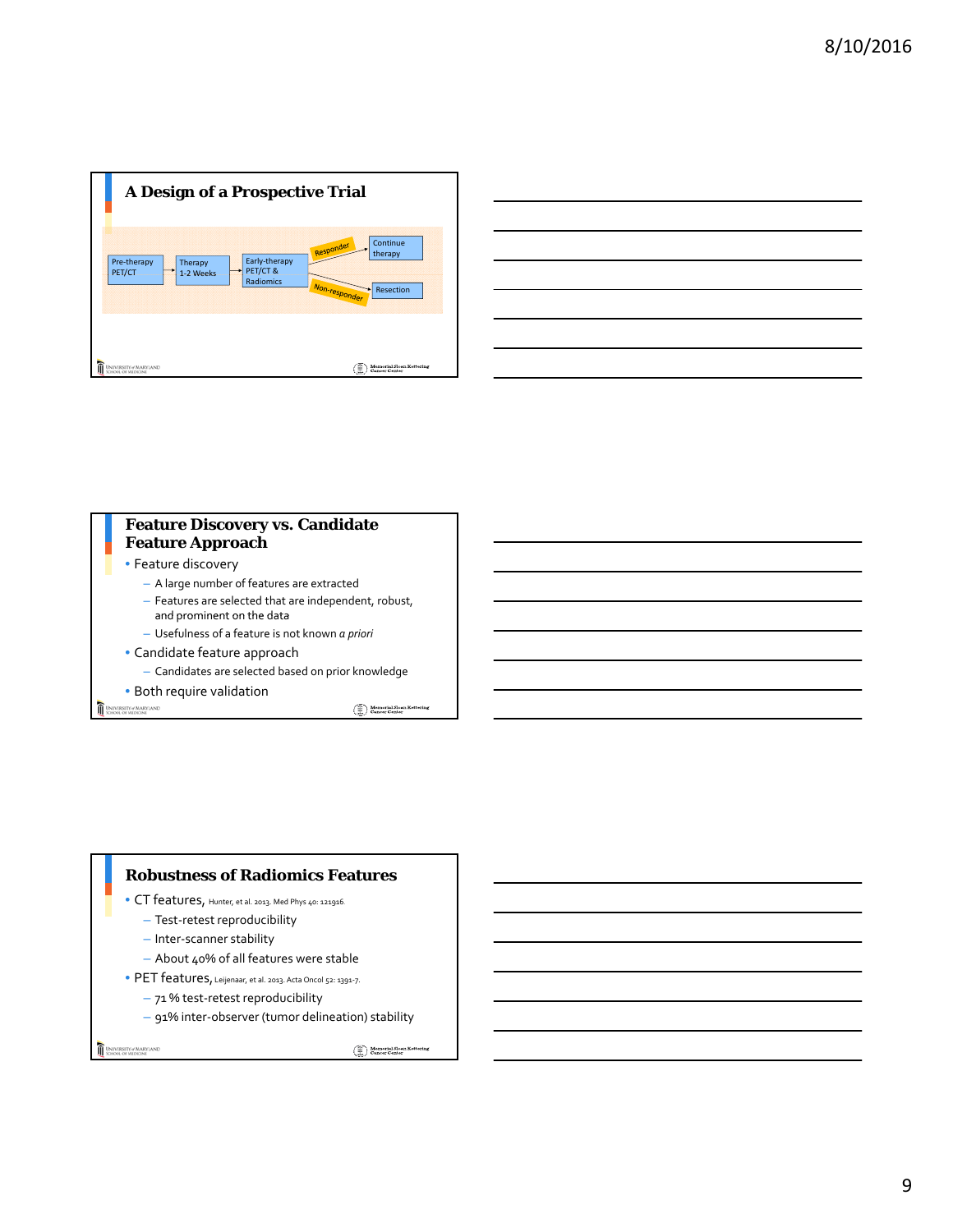## A Design of a Prospective Trial

Pre-therapy PET/CT → Therapy 1-2 Weeks → Early-therapy PET/CT & Radiomics → Responder → Continue therapy

Early-therapy PET/CT & Radiomics → Non-responder → Resection

## Feature Discovery vs. Candidate Feature Approach

- Feature discovery
  - A large number of features are extracted
  - Features are selected that are independent, robust, and prominent on the data
  - Usefulness of a feature is not known *a priori*
- Candidate feature approach
  - Candidates are selected based on prior knowledge
- Both require validation

## Robustness of Radiomics Features

- CT features, Hunter, et al. 2013. Med Phys 40: 121916.
  - Test-retest reproducibility
  - Inter-scanner stability
  - About 40% of all features were stable
- PET features, Leijenaar, et al. 2013. Acta Oncol 52: 1391-7.
  - 71 % test-retest reproducibility
  - 91% inter-observer (tumor delineation) stability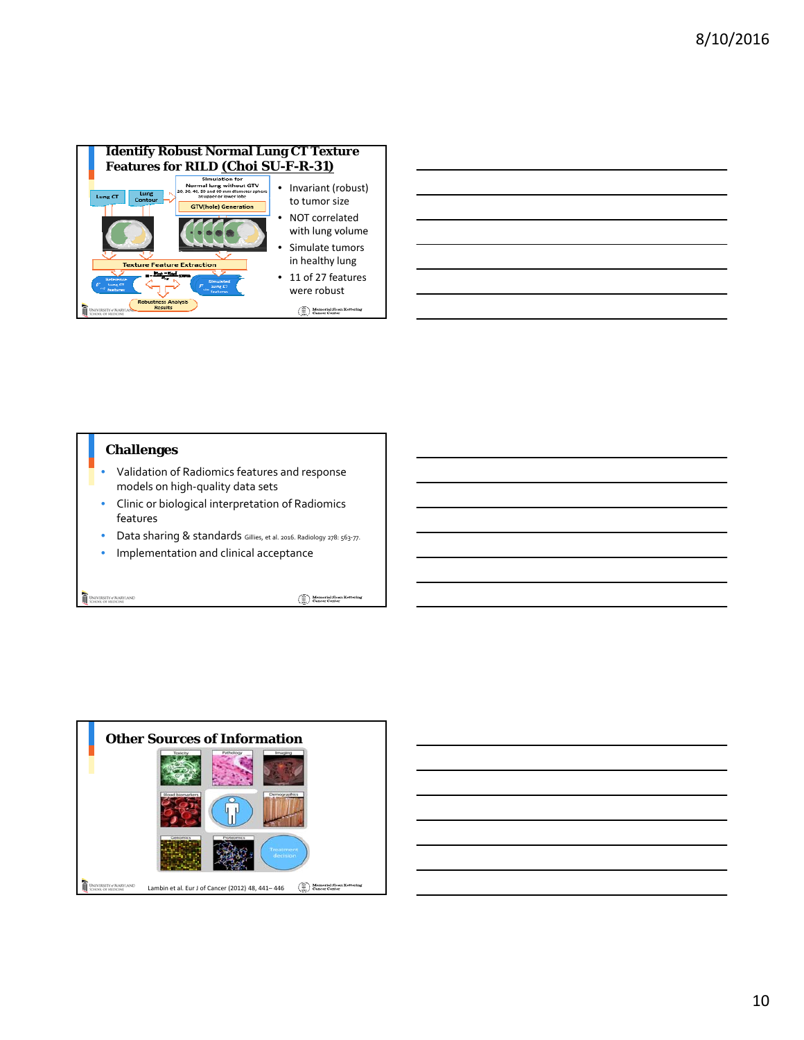## Identify Robust Normal Lung CT Texture Features for RILD (Choi SU-F-R-31)

- Invariant (robust) to tumor size
- NOT correlated with lung volume
- Simulate tumors in healthy lung
- 11 of 27 features were robust

## Challenges

- Validation of Radiomics features and response models on high-quality data sets
- Clinic or biological interpretation of Radiomics features
- Data sharing & standards Gillies, et al. 2016. Radiology 278: 563-77.
- Implementation and clinical acceptance

## Other Sources of Information

Lambin et al. Eur J of Cancer (2012) 48, 441– 446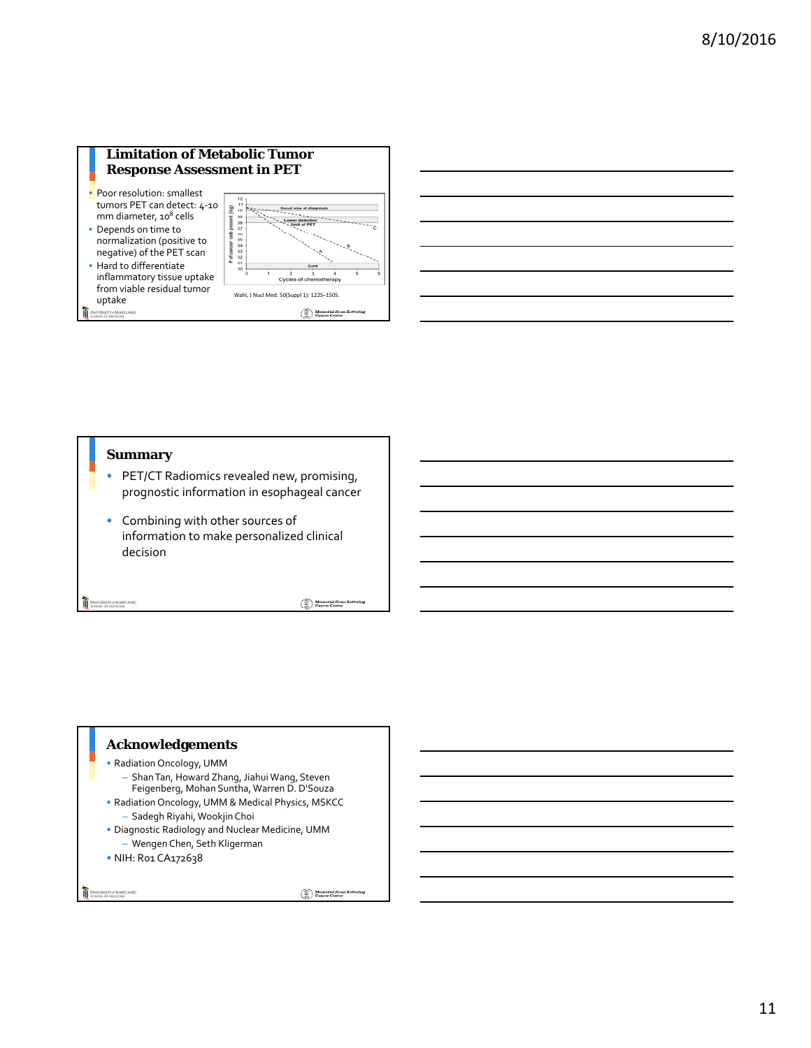## Limitation of Metabolic Tumor Response Assessment in PET

- Poor resolution: smallest tumors PET can detect: 4-10 mm diameter, $10^8$ cells
- Depends on time to normalization (positive to negative) of the PET scan
- Hard to differentiate inflammatory tissue uptake from viable residual tumor uptake

Usual size at diagnosis

Lower detection limit of PET

Cure

\# of cancer cells present (log)

12
11
10
09
08
07
06
05
04
03
02
01
00

A

B

C

0 1 2 3 4 5 6

Cycles of chemotherapy

Wahl, J Nucl Med. 50(Suppl 1): 122S–150S.

## Summary

- PET/CT Radiomics revealed new, promising, prognostic information in esophageal cancer
- Combining with other sources of information to make personalized clinical decision

## Acknowledgements

- Radiation Oncology, UMM
  - Shan Tan, Howard Zhang, Jiahui Wang, Steven Feigenberg, Mohan Suntha, Warren D. D'Souza
- Radiation Oncology, UMM & Medical Physics, MSKCC
  - Sadegh Riyahi, Wookjin Choi
- Diagnostic Radiology and Nuclear Medicine, UMM
  - Wengen Chen, Seth Kligerman
- NIH: R01 CA172638